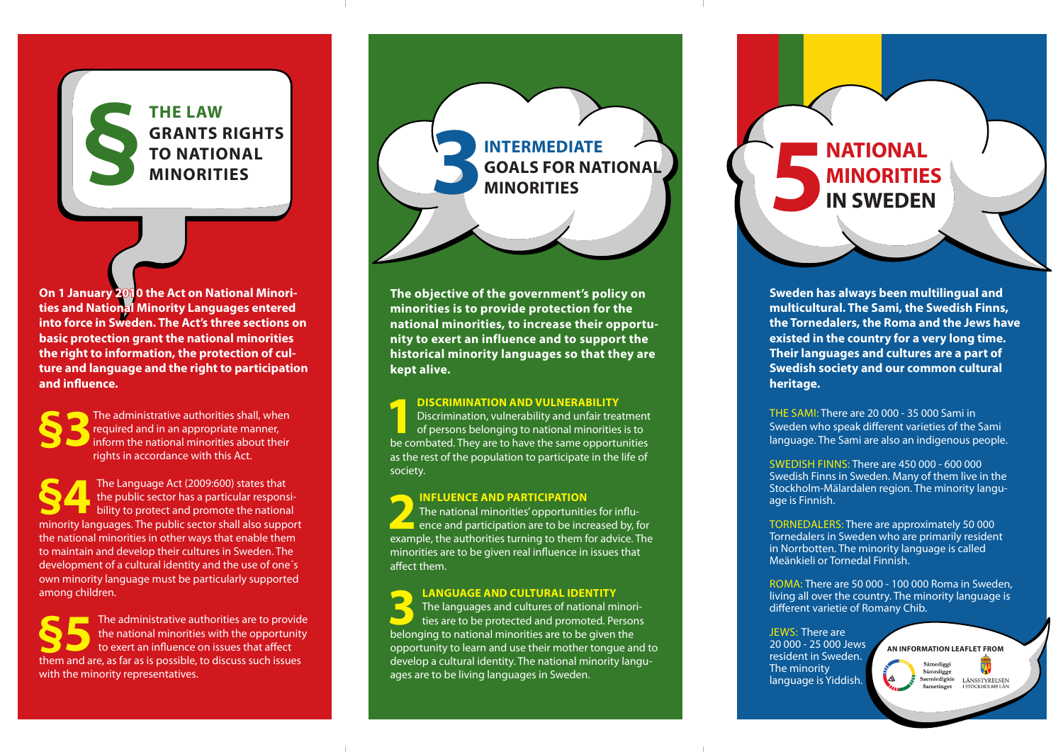# § THE LAW GRANTS RIGHTS TO NATIONAL MINORITIES

**On 1 January 2010 the Act on National Minorities and National Minority Languages entered into force in Sweden. The Act's three sections on basic protection grant the national minorities the right to information, the protection of culture and language and the right to participation and influence.**

**§3** The administrative authorities shall, when required and in an appropriate manner, inform the national minorities about their rights in accordance with this Act.

**§4** The Language Act (2009:600) states that the public sector has a particular responsibility to protect and promote the national minority languages. The public sector shall also support the national minorities in other ways that enable them to maintain and develop their cultures in Sweden. The development of a cultural identity and the use of one´s own minority language must be particularly supported among children.

**§5** The administrative authorities are to provide the national minorities with the opportunity to exert an influence on issues that affect them and are, as far as is possible, to discuss such issues with the minority representatives.

# 3 INTERMEDIATE GOALS FOR NATIONAL MINORITIES

**The objective of the government's policy on minorities is to provide protection for the national minorities, to increase their opportunity to exert an influence and to support the historical minority languages so that they are kept alive.**

## 1 DISCRIMINATION AND VULNERABILITY

Discrimination, vulnerability and unfair treatment of persons belonging to national minorities is to be combated. They are to have the same opportunities as the rest of the population to participate in the life of society.

## 2 INFLUENCE AND PARTICIPATION

The national minorities' opportunities for influence and participation are to be increased by, for example, the authorities turning to them for advice. The minorities are to be given real influence in issues that affect them.

## 3 LANGUAGE AND CULTURAL IDENTITY

The languages and cultures of national minorities are to be protected and promoted. Persons belonging to national minorities are to be given the opportunity to learn and use their mother tongue and to develop a cultural identity. The national minority languages are to be living languages in Sweden.

# 5 NATIONAL MINORITIES IN SWEDEN

**Sweden has always been multilingual and multicultural. The Sami, the Swedish Finns, the Tornedalers, the Roma and the Jews have existed in the country for a very long time. Their languages and cultures are a part of Swedish society and our common cultural heritage.**

THE SAMI: There are 20 000 - 35 000 Sami in Sweden who speak different varieties of the Sami language. The Sami are also an indigenous people.

SWEDISH FINNS: There are 450 000 - 600 000 Swedish Finns in Sweden. Many of them live in the Stockholm-Mälardalen region. The minority language is Finnish.

TORNEDALERS: There are approximately 50 000 Tornedalers in Sweden who are primarily resident in Norrbotten. The minority language is called Meänkieli or Tornedal Finnish.

ROMA: There are 50 000 - 100 000 Roma in Sweden, living all over the country. The minority language is different varietie of Romany Chib.

JEWS: There are 20 000 - 25 000 Jews resident in Sweden. The minority language is Yiddish.

AN INFORMATION LEAFLET FROM

Sámediggi
Sámedigge
Saemiedigkie
Sametinget

LÄNSSTYRELSEN I STOCKHOLMS LÄN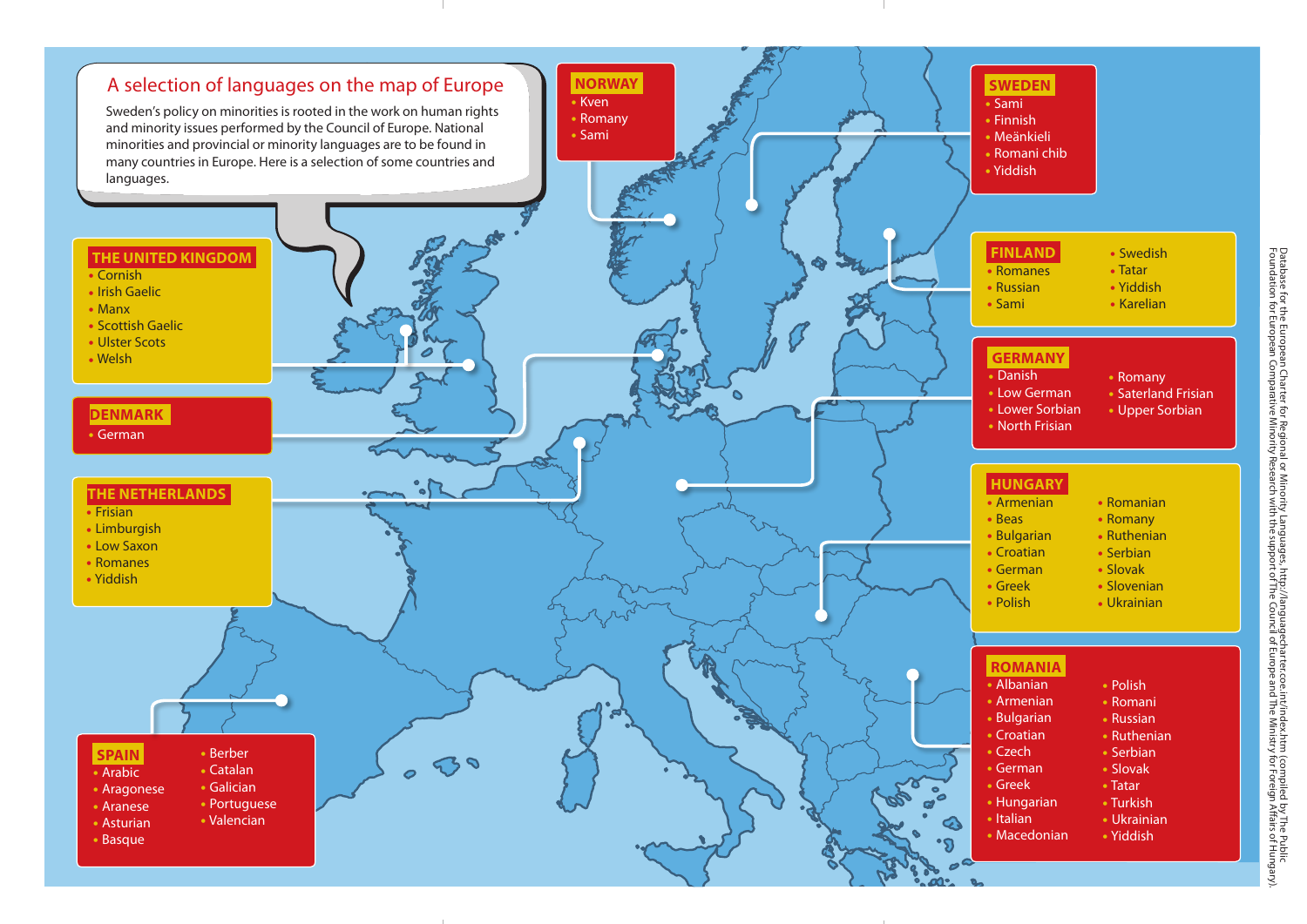# A selection of languages on the map of Europe

Sweden's policy on minorities is rooted in the work on human rights and minority issues performed by the Council of Europe. National minorities and provincial or minority languages are to be found in many countries in Europe. Here is a selection of some countries and languages.

**NORWAY**
- Kven
- Romany
- Sami

**SWEDEN**
- Sami
- Finnish
- Meänkieli
- Romani chib
- Yiddish

**THE UNITED KINGDOM**
- Cornish
- Irish Gaelic
- Manx
- Scottish Gaelic
- Ulster Scots
- Welsh

**FINLAND**
- Romanes
- Russian
- Sami
- Swedish
- Tatar
- Yiddish
- Karelian

**DENMARK**
- German

**GERMANY**
- Danish
- Low German
- Lower Sorbian
- North Frisian
- Romany
- Saterland Frisian
- Upper Sorbian

**THE NETHERLANDS**
- Frisian
- Limburgish
- Low Saxon
- Romanes
- Yiddish

**HUNGARY**
- Armenian
- Beas
- Bulgarian
- Croatian
- German
- Greek
- Polish
- Romanian
- Romany
- Ruthenian
- Serbian
- Slovak
- Slovenian
- Ukrainian

**ROMANIA**
- Albanian
- Armenian
- Bulgarian
- Croatian
- Czech
- German
- Greek
- Hungarian
- Italian
- Macedonian
- Polish
- Romani
- Russian
- Ruthenian
- Serbian
- Slovak
- Tatar
- Turkish
- Ukrainian
- Yiddish

**SPAIN**
- Arabic
- Aragonese
- Aranese
- Asturian
- Basque
- Berber
- Catalan
- Galician
- Portuguese
- Valencian

Database for the European Charter for Regional or Minority Languages, http://languagecharter.coe.int/index.htm (compiled by The Public Foundation for European Comparative Minority Research with the support of The Council of Europe and The Ministry for Foreign Affairs of Hungary).